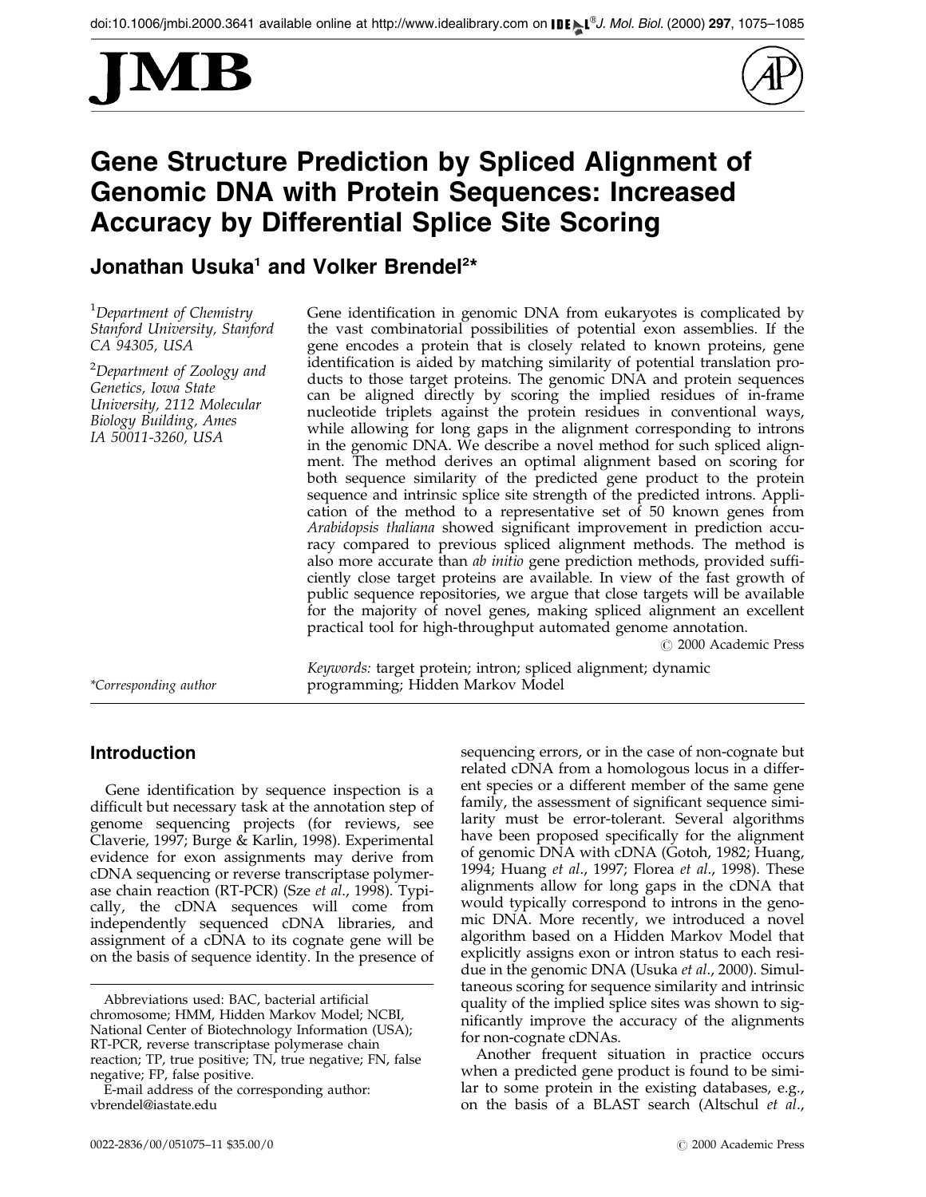# Gene Structure Prediction by Spliced Alignment of Genomic DNA with Protein Sequences: Increased Accuracy by Differential Splice Site Scoring

**Jonathan Usuka[1] and Volker Brendel[2]***

[1]*Department of Chemistry Stanford University, Stanford CA 94305, USA*

[2]*Department of Zoology and Genetics, Iowa State University, 2112 Molecular Biology Building, Ames IA 50011-3260, USA*

*\*Corresponding author*

Gene identification in genomic DNA from eukaryotes is complicated by the vast combinatorial possibilities of potential exon assemblies. If the gene encodes a protein that is closely related to known proteins, gene identification is aided by matching similarity of potential translation products to those target proteins. The genomic DNA and protein sequences can be aligned directly by scoring the implied residues of in-frame nucleotide triplets against the protein residues in conventional ways, while allowing for long gaps in the alignment corresponding to introns in the genomic DNA. We describe a novel method for such spliced alignment. The method derives an optimal alignment based on scoring for both sequence similarity of the predicted gene product to the protein sequence and intrinsic splice site strength of the predicted introns. Application of the method to a representative set of 50 known genes from *Arabidopsis thaliana* showed significant improvement in prediction accuracy compared to previous spliced alignment methods. The method is also more accurate than *ab initio* gene prediction methods, provided sufficiently close target proteins are available. In view of the fast growth of public sequence repositories, we argue that close targets will be available for the majority of novel genes, making spliced alignment an excellent practical tool for high-throughput automated genome annotation.

© 2000 Academic Press

*Keywords:* target protein; intron; spliced alignment; dynamic programming; Hidden Markov Model

## Introduction

Gene identification by sequence inspection is a difficult but necessary task at the annotation step of genome sequencing projects (for reviews, see Claverie, 1997; Burge & Karlin, 1998). Experimental evidence for exon assignments may derive from cDNA sequencing or reverse transcriptase polymerase chain reaction (RT-PCR) (Sze *et al*., 1998). Typically, the cDNA sequences will come from independently sequenced cDNA libraries, and assignment of a cDNA to its cognate gene will be on the basis of sequence identity. In the presence of sequencing errors, or in the case of non-cognate but related cDNA from a homologous locus in a different species or a different member of the same gene family, the assessment of significant sequence similarity must be error-tolerant. Several algorithms have been proposed specifically for the alignment of genomic DNA with cDNA (Gotoh, 1982; Huang, 1994; Huang *et al*., 1997; Florea *et al*., 1998). These alignments allow for long gaps in the cDNA that would typically correspond to introns in the genomic DNA. More recently, we introduced a novel algorithm based on a Hidden Markov Model that explicitly assigns exon or intron status to each residue in the genomic DNA (Usuka *et al*., 2000). Simultaneous scoring for sequence similarity and intrinsic quality of the implied splice sites was shown to significantly improve the accuracy of the alignments for non-cognate cDNAs.

Another frequent situation in practice occurs when a predicted gene product is found to be similar to some protein in the existing databases, e.g., on the basis of a BLAST search (Altschul *et al*.,

Abbreviations used: BAC, bacterial artificial chromosome; HMM, Hidden Markov Model; NCBI, National Center of Biotechnology Information (USA); RT-PCR, reverse transcriptase polymerase chain reaction; TP, true positive; TN, true negative; FN, false negative; FP, false positive.

E-mail address of the corresponding author: vbrendel@iastate.edu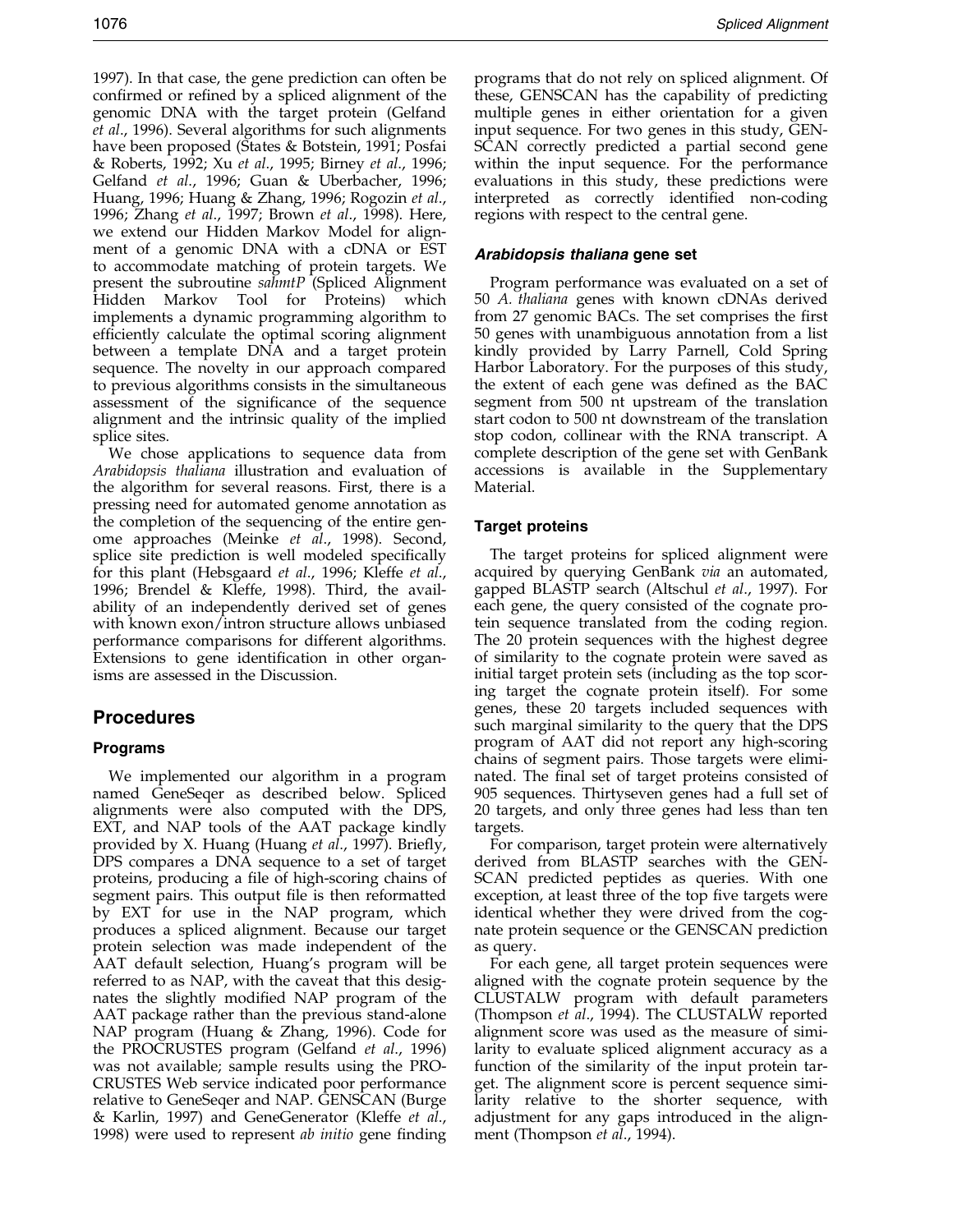1997). In that case, the gene prediction can often be confirmed or refined by a spliced alignment of the genomic DNA with the target protein (Gelfand *et al*., 1996). Several algorithms for such alignments have been proposed (States & Botstein, 1991; Posfai & Roberts, 1992; Xu *et al*., 1995; Birney *et al*., 1996; Gelfand *et al*., 1996; Guan & Uberbacher, 1996; Huang, 1996; Huang & Zhang, 1996; Rogozin *et al*., 1996; Zhang *et al*., 1997; Brown *et al*., 1998). Here, we extend our Hidden Markov Model for alignment of a genomic DNA with a cDNA or EST to accommodate matching of protein targets. We present the subroutine *sahmtP* (Spliced Alignment Hidden Markov Tool for Proteins) which implements a dynamic programming algorithm to efficiently calculate the optimal scoring alignment between a template DNA and a target protein sequence. The novelty in our approach compared to previous algorithms consists in the simultaneous assessment of the significance of the sequence alignment and the intrinsic quality of the implied splice sites.

We chose applications to sequence data from *Arabidopsis thaliana* illustration and evaluation of the algorithm for several reasons. First, there is a pressing need for automated genome annotation as the completion of the sequencing of the entire genome approaches (Meinke *et al*., 1998). Second, splice site prediction is well modeled specifically for this plant (Hebsgaard *et al*., 1996; Kleffe *et al*., 1996; Brendel & Kleffe, 1998). Third, the availability of an independently derived set of genes with known exon/intron structure allows unbiased performance comparisons for different algorithms. Extensions to gene identification in other organisms are assessed in the Discussion.

## Procedures

### Programs

We implemented our algorithm in a program named GeneSeqer as described below. Spliced alignments were also computed with the DPS, EXT, and NAP tools of the AAT package kindly provided by X. Huang (Huang *et al*., 1997). Briefly, DPS compares a DNA sequence to a set of target proteins, producing a file of high-scoring chains of segment pairs. This output file is then reformatted by EXT for use in the NAP program, which produces a spliced alignment. Because our target protein selection was made independent of the AAT default selection, Huang's program will be referred to as NAP, with the caveat that this designates the slightly modified NAP program of the AAT package rather than the previous stand-alone NAP program (Huang & Zhang, 1996). Code for the PROCRUSTES program (Gelfand *et al*., 1996) was not available; sample results using the PROCRUSTES Web service indicated poor performance relative to GeneSeqer and NAP. GENSCAN (Burge & Karlin, 1997) and GeneGenerator (Kleffe *et al*., 1998) were used to represent *ab initio* gene finding programs that do not rely on spliced alignment. Of these, GENSCAN has the capability of predicting multiple genes in either orientation for a given input sequence. For two genes in this study, GENSCAN correctly predicted a partial second gene within the input sequence. For the performance evaluations in this study, these predictions were interpreted as correctly identified non-coding regions with respect to the central gene.

### *Arabidopsis thaliana* gene set

Program performance was evaluated on a set of 50 *A. thaliana* genes with known cDNAs derived from 27 genomic BACs. The set comprises the first 50 genes with unambiguous annotation from a list kindly provided by Larry Parnell, Cold Spring Harbor Laboratory. For the purposes of this study, the extent of each gene was defined as the BAC segment from 500 nt upstream of the translation start codon to 500 nt downstream of the translation stop codon, collinear with the RNA transcript. A complete description of the gene set with GenBank accessions is available in the Supplementary Material.

### Target proteins

The target proteins for spliced alignment were acquired by querying GenBank *via* an automated, gapped BLASTP search (Altschul *et al*., 1997). For each gene, the query consisted of the cognate protein sequence translated from the coding region. The 20 protein sequences with the highest degree of similarity to the cognate protein were saved as initial target protein sets (including as the top scoring target the cognate protein itself). For some genes, these 20 targets included sequences with such marginal similarity to the query that the DPS program of AAT did not report any high-scoring chains of segment pairs. Those targets were eliminated. The final set of target proteins consisted of 905 sequences. Thirtyseven genes had a full set of 20 targets, and only three genes had less than ten targets.

For comparison, target protein were alternatively derived from BLASTP searches with the GENSCAN predicted peptides as queries. With one exception, at least three of the top five targets were identical whether they were drived from the cognate protein sequence or the GENSCAN prediction as query.

For each gene, all target protein sequences were aligned with the cognate protein sequence by the CLUSTALW program with default parameters (Thompson *et al*., 1994). The CLUSTALW reported alignment score was used as the measure of similarity to evaluate spliced alignment accuracy as a function of the similarity of the input protein target. The alignment score is percent sequence similarity relative to the shorter sequence, with adjustment for any gaps introduced in the alignment (Thompson *et al*., 1994).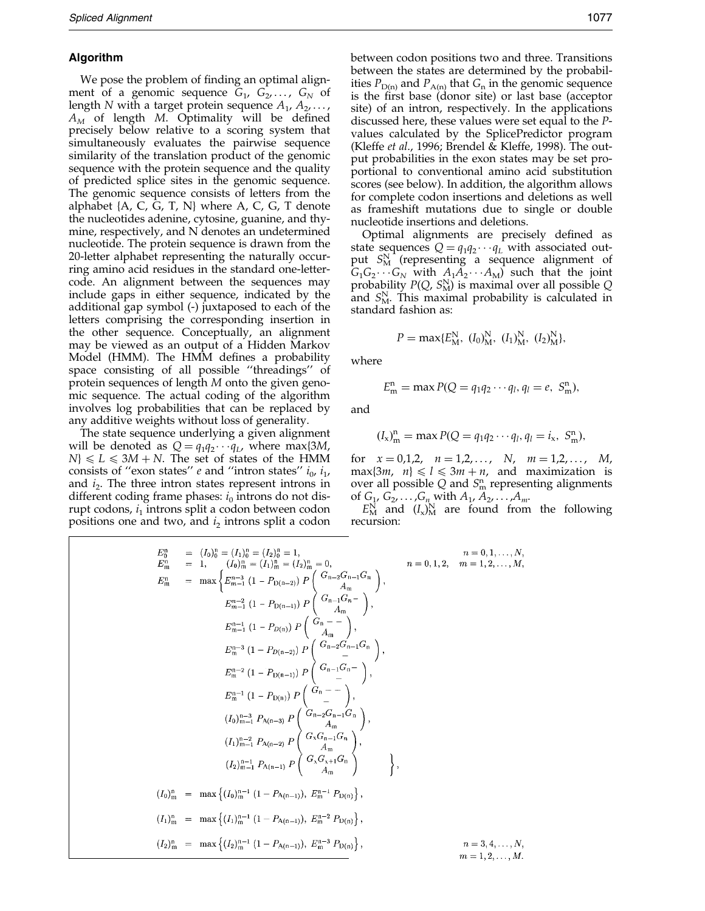### Algorithm

We pose the problem of finding an optimal alignment of a genomic sequence $G_1, G_2, \ldots, G_N$ of length $N$ with a target protein sequence $A_1, A_2, \ldots, A_M$ of length $M$. Optimality will be defined precisely below relative to a scoring system that simultaneously evaluates the pairwise sequence similarity of the translation product of the genomic sequence with the protein sequence and the quality of predicted splice sites in the genomic sequence. The genomic sequence consists of letters from the alphabet {A, C, G, T, N} where A, C, G, T denote the nucleotides adenine, cytosine, guanine, and thymine, respectively, and N denotes an undetermined nucleotide. The protein sequence is drawn from the 20-letter alphabet representing the naturally occurring amino acid residues in the standard one-letter-code. An alignment between the sequences may include gaps in either sequence, indicated by the additional gap symbol (-) juxtaposed to each of the letters comprising the corresponding insertion in the other sequence. Conceptually, an alignment may be viewed as an output of a Hidden Markov Model (HMM). The HMM defines a probability space consisting of all possible "threadings" of protein sequences of length $M$ onto the given genomic sequence. The actual coding of the algorithm involves log probabilities that can be replaced by any additive weights without loss of generality.

The state sequence underlying a given alignment will be denoted as $Q = q_1 q_2 \cdots q_L$, where $\max\{3M, N\} \leqslant L \leqslant 3M + N$. The set of states of the HMM consists of "exon states" $e$ and "intron states" $i_0$, $i_1$, and $i_2$. The three intron states represent introns in different coding frame phases: $i_0$ introns do not disrupt codons, $i_1$ introns split a codon between codon positions one and two, and $i_2$ introns split a codon between codon positions two and three. Transitions between the states are determined by the probabilities $P_{D(n)}$ and $P_{A(n)}$ that $G_n$ in the genomic sequence is the first base (donor site) or last base (acceptor site) of an intron, respectively. In the applications discussed here, these values were set equal to the $P$-values calculated by the SplicePredictor program (Kleffe *et al.*, 1996; Brendel & Kleffe, 1998). The output probabilities in the exon states may be set proportional to conventional amino acid substitution scores (see below). In addition, the algorithm allows for complete codon insertions and deletions as well as frameshift mutations due to single or double nucleotide insertions and deletions.

Optimal alignments are precisely defined as state sequences $Q = q_1 q_2 \cdots q_L$ with associated output $S_M^N$ (representing a sequence alignment of $G_1 G_2 \cdots G_N$ with $A_1 A_2 \cdots A_M$) such that the joint probability $P(Q, S_M^N)$ is maximal over all possible $Q$ and $S_M^N$. This maximal probability is calculated in standard fashion as:

$$P = \max\{E_M^N,\ (I_0)_M^N,\ (I_1)_M^N,\ (I_2)_M^N\},$$

where

$$E_m^n = \max P(Q = q_1 q_2 \cdots q_l, q_l = e,\ S_m^n),$$

and

$$(I_x)_m^n = \max P(Q = q_1 q_2 \cdots q_l, q_l = i_x,\ S_m^n),$$

for $x = 0,1,2$, $n = 1,2,\ldots, N$, $m = 1,2,\ldots, M$, $\max\{3m, n\} \leqslant l \leqslant 3m + n$, and maximization is over all possible $Q$ and $S_m^n$ representing alignments of $G_1, G_2, \ldots, G_n$ with $A_1, A_2, \ldots, A_m$.

$E_M^N$ and $(I_x)_M^N$ are found from the following recursion:

$$
\begin{aligned}
E_0^n &= (I_0)_0^n = (I_1)_0^n = (I_2)_0^n = 1, && n = 0,1,\ldots,N,\\
E_m^n &= 1, \quad (I_0)_m^n = (I_1)_m^n = (I_2)_m^n = 0, && n = 0,1,2, \quad m = 1,2,\ldots,M,\\
E_m^n &= \max\Bigg\{ E_{m-1}^{n-3}\,(1 - P_{D(n-2)})\, P\begin{pmatrix} G_{n-2}G_{n-1}G_n \\ A_m \end{pmatrix},\\
&\qquad E_{m-1}^{n-2}\,(1 - P_{D(n-1)})\, P\begin{pmatrix} G_{n-1}G_n - \\ A_m \end{pmatrix},\\
&\qquad E_{m-1}^{n-1}\,(1 - P_{D(n)})\, P\begin{pmatrix} G_n - - \\ A_m \end{pmatrix},\\
&\qquad E_m^{n-3}\,(1 - P_{D(n-2)})\, P\begin{pmatrix} G_{n-2}G_{n-1}G_n \\ - \end{pmatrix},\\
&\qquad E_m^{n-2}\,(1 - P_{D(n-1)})\, P\begin{pmatrix} G_{n-1}G_n - \\ - \end{pmatrix},\\
&\qquad E_m^{n-1}\,(1 - P_{D(n)})\, P\begin{pmatrix} G_n - - \\ - \end{pmatrix},\\
&\qquad (I_0)_{m-1}^{n-3}\, P_{A(n-3)}\, P\begin{pmatrix} G_{n-2}G_{n-1}G_n \\ A_m \end{pmatrix},\\
&\qquad (I_1)_{m-1}^{n-2}\, P_{A(n-2)}\, P\begin{pmatrix} G_x G_{n-1} G_n \\ A_m \end{pmatrix},\\
&\qquad (I_2)_{m-1}^{n-1}\, P_{A(n-1)}\, P\begin{pmatrix} G_x G_{x+1} G_n \\ A_m \end{pmatrix} \Bigg\},\\
(I_0)_m^n &= \max\left\{ (I_0)_m^{n-1}\,(1 - P_{A(n-1)}),\ E_m^{n-1}\, P_{D(n)} \right\},\\
(I_1)_m^n &= \max\left\{ (I_1)_m^{n-1}\,(1 - P_{A(n-1)}),\ E_m^{n-2}\, P_{D(n)} \right\},\\
(I_2)_m^n &= \max\left\{ (I_2)_m^{n-1}\,(1 - P_{A(n-1)}),\ E_m^{n-3}\, P_{D(n)} \right\}, && n = 3,4,\ldots,N,\\
& && m = 1,2,\ldots,M.
\end{aligned}
$$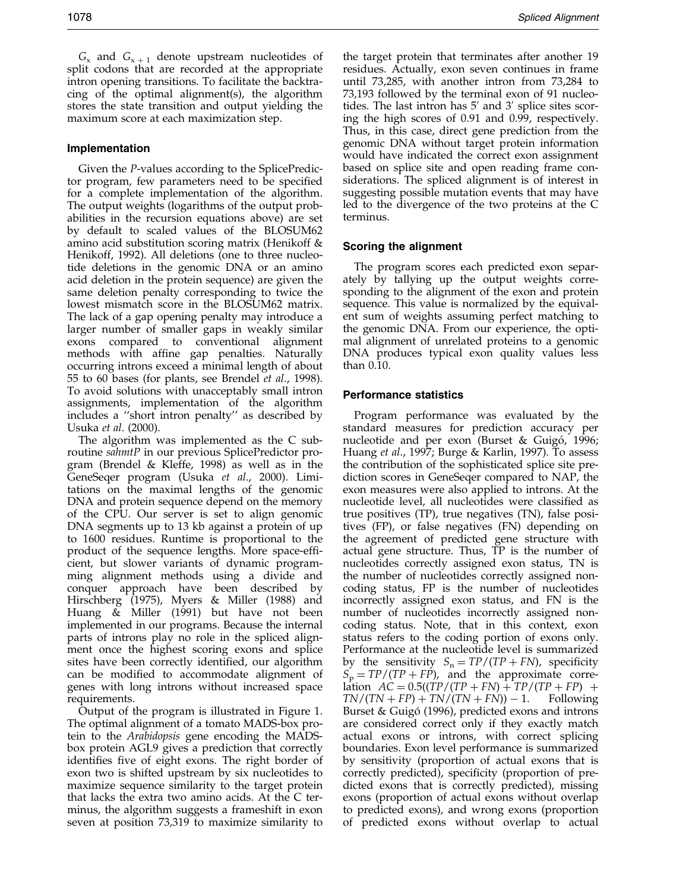$G_x$ and $G_{x+1}$ denote upstream nucleotides of split codons that are recorded at the appropriate intron opening transitions. To facilitate the backtracing of the optimal alignment(s), the algorithm stores the state transition and output yielding the maximum score at each maximization step.

### Implementation

Given the *P*-values according to the SplicePredictor program, few parameters need to be specified for a complete implementation of the algorithm. The output weights (logarithms of the output probabilities in the recursion equations above) are set by default to scaled values of the BLOSUM62 amino acid substitution scoring matrix (Henikoff & Henikoff, 1992). All deletions (one to three nucleotide deletions in the genomic DNA or an amino acid deletion in the protein sequence) are given the same deletion penalty corresponding to twice the lowest mismatch score in the BLOSUM62 matrix. The lack of a gap opening penalty may introduce a larger number of smaller gaps in weakly similar exons compared to conventional alignment methods with affine gap penalties. Naturally occurring introns exceed a minimal length of about 55 to 60 bases (for plants, see Brendel *et al*., 1998). To avoid solutions with unacceptably small intron assignments, implementation of the algorithm includes a "short intron penalty" as described by Usuka *et al*. (2000).

The algorithm was implemented as the C subroutine *sahmtP* in our previous SplicePredictor program (Brendel & Kleffe, 1998) as well as in the GeneSeqer program (Usuka *et al*., 2000). Limitations on the maximal lengths of the genomic DNA and protein sequence depend on the memory of the CPU. Our server is set to align genomic DNA segments up to 13 kb against a protein of up to 1600 residues. Runtime is proportional to the product of the sequence lengths. More space-efficient, but slower variants of dynamic programming alignment methods using a divide and conquer approach have been described by Hirschberg (1975), Myers & Miller (1988) and Huang & Miller (1991) but have not been implemented in our programs. Because the internal parts of introns play no role in the spliced alignment once the highest scoring exons and splice sites have been correctly identified, our algorithm can be modified to accommodate alignment of genes with long introns without increased space requirements.

Output of the program is illustrated in Figure 1. The optimal alignment of a tomato MADS-box protein to the *Arabidopsis* gene encoding the MADS-box protein AGL9 gives a prediction that correctly identifies five of eight exons. The right border of exon two is shifted upstream by six nucleotides to maximize sequence similarity to the target protein that lacks the extra two amino acids. At the C terminus, the algorithm suggests a frameshift in exon seven at position 73,319 to maximize similarity to the target protein that terminates after another 19 residues. Actually, exon seven continues in frame until 73,285, with another intron from 73,284 to 73,193 followed by the terminal exon of 91 nucleotides. The last intron has 5′ and 3′ splice sites scoring the high scores of 0.91 and 0.99, respectively. Thus, in this case, direct gene prediction from the genomic DNA without target protein information would have indicated the correct exon assignment based on splice site and open reading frame considerations. The spliced alignment is of interest in suggesting possible mutation events that may have led to the divergence of the two proteins at the C terminus.

### Scoring the alignment

The program scores each predicted exon separately by tallying up the output weights corresponding to the alignment of the exon and protein sequence. This value is normalized by the equivalent sum of weights assuming perfect matching to the genomic DNA. From our experience, the optimal alignment of unrelated proteins to a genomic DNA produces typical exon quality values less than 0.10.

### Performance statistics

Program performance was evaluated by the standard measures for prediction accuracy per nucleotide and per exon (Burset & Guigó, 1996; Huang *et al*., 1997; Burge & Karlin, 1997). To assess the contribution of the sophisticated splice site prediction scores in GeneSeqer compared to NAP, the exon measures were also applied to introns. At the nucleotide level, all nucleotides were classified as true positives (TP), true negatives (TN), false positives (FP), or false negatives (FN) depending on the agreement of predicted gene structure with actual gene structure. Thus, TP is the number of nucleotides correctly assigned exon status, TN is the number of nucleotides correctly assigned noncoding status, FP is the number of nucleotides incorrectly assigned exon status, and FN is the number of nucleotides incorrectly assigned noncoding status. Note, that in this context, exon status refers to the coding portion of exons only. Performance at the nucleotide level is summarized by the sensitivity $S_n = TP/(TP + FN)$, specificity $S_p = TP/(TP + FP)$, and the approximate correlation $AC = 0.5((TP/(TP + FN) + TP/(TP + FP) + TN/(TN + FP) + TN/(TN + FN)) - 1$. Following Burset & Guigó (1996), predicted exons and introns are considered correct only if they exactly match actual exons or introns, with correct splicing boundaries. Exon level performance is summarized by sensitivity (proportion of actual exons that is correctly predicted), specificity (proportion of predicted exons that is correctly predicted), missing exons (proportion of actual exons without overlap to predicted exons), and wrong exons (proportion of predicted exons without overlap to actual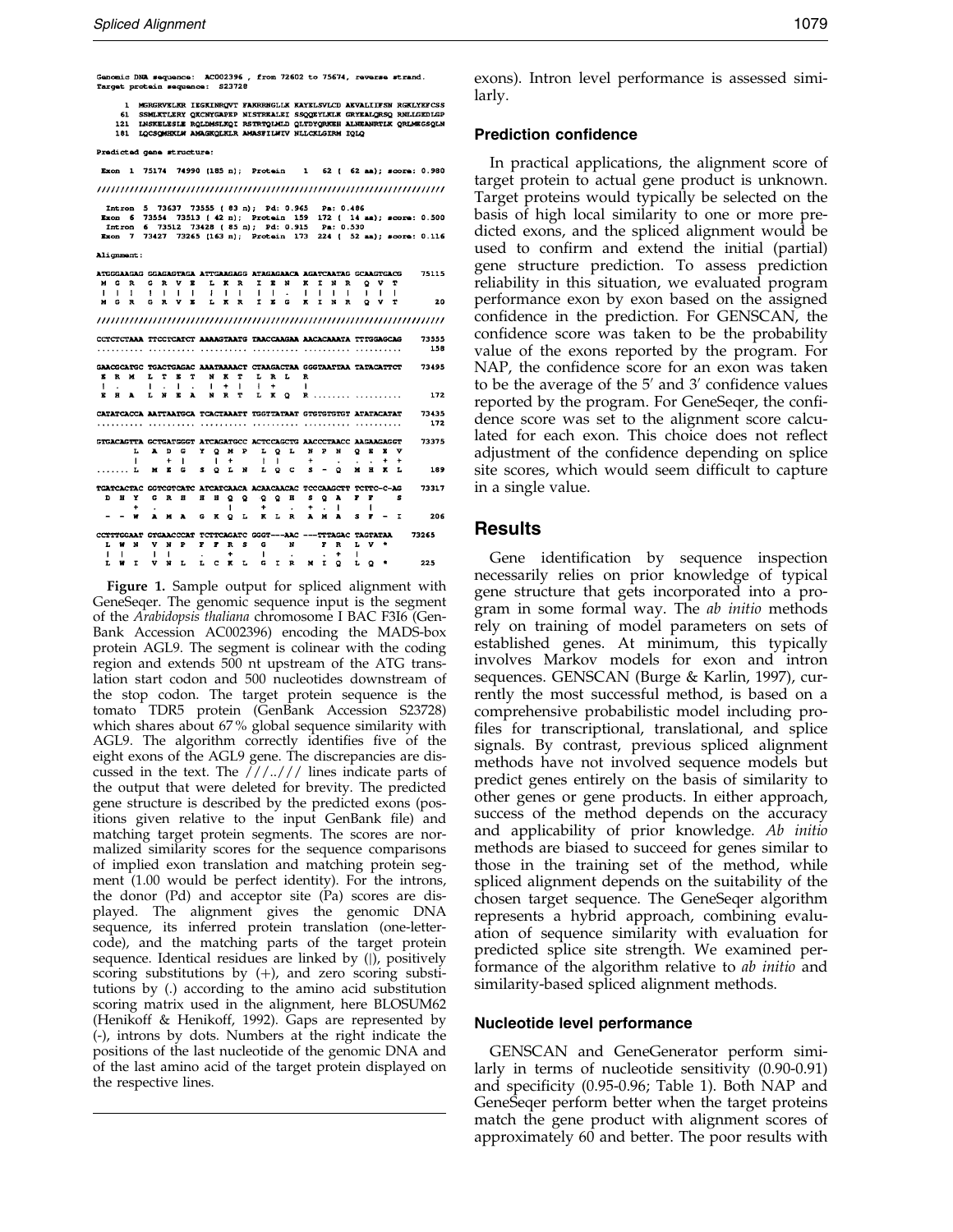```
Genomic DNA sequence:  AC002396 , from 72602 to 75674, reverse strand.
Target protein sequence:  S23728

   1  MGRGRVELKR IEGKINRQVT FAKRRNGLLK KAYELSVLCD AEVALIIFSN RGKLYEFCSS
  61  SSMLKTLERY QKCNYGAPEP NISTREALEI SSQQEYLKLK GRYEALQRSQ RNLLGEDLGP
 121  LNSKELESLE RQLDMSLKQI RSTRTQLMLD QLTDYQRKEH ALNEANRTLK QRLMEGSQLN
 181  LQCSQMEKLN AMAGKQLKLR AMASFILWIV NLLCKLGIRM IQLQ

Predicted gene structure:

 Exon  1  75174  74990 (185 n);  Protein    1   62 (  62 aa); score: 0.980

//////////////////////////////////////////////////////////////////////////

 Intron  5  73637  73555 ( 83 n);  Pd: 0.965   Pa: 0.486
 Exon  6  73554  73513 ( 42 n);  Protein  159  172 (  14 aa); score: 0.500
 Intron  6  73512  73428 ( 85 n);  Pd: 0.915   Pa: 0.530
 Exon  7  73427  73265 (163 n);  Protein  173  224 (  52 aa); score: 0.116

Alignment:

ATGGGAAGAG GGAGAGTAGA ATTGAAGAGG ATAGAGAACA AGATCAATAG GCAAGTGACG    75115
 M  G  R   G  R  V  E   L  K  R   I  E  N   K  I  N  R   Q  V  T
 |  |  |   |  |  |  |   |  |  |   |  |  .   |  |  |  |   |  |  |
 M  G  R   G  R  V  E   L  K  R   I  E  G   K  I  N  R   Q  V  T        20

//////////////////////////////////////////////////////////////////////////

CCTCTCTAAA TTCCTCATCT AAAAGTAATG TAACCAAGAA AACACAAATA TTTGGAGCAG    73555
.......... .......... .......... .......... .......... ..........       158

GAACGCATGC TGACTGAGAC AAATAAAACT CTAAGACTAA GGGTAATTAA TATACATTCT    73495
 E  R  M   L  T  E  T   N  K  T   L  R  L   R
 |  .      |  .  |  .   |  +  |   |  +      |
 E  H  A   L  N  E  A   N  R  T   L  K  Q   R........ ..........       172

CATATCACCA AATTAATGCA TCACTAAATT TGGTTATAAT GTGTGTGTGT ATATACATAT    73435
.......... .......... .......... .......... .......... ..........       172

GTGACAGTTA GCTGATGGGT ATCAGATGCC ACTCCAGCTG AACCCTAACC AAGAAGAGGT    73375
       L   A  D  G   Y  Q  M  P   L  Q  L   N  P  N   Q  E  E  V
       |      +  |      |  +      |  |      +     .   .  .  +  +
.......L   M  E  G   S  Q  L  N   L  Q  C   S  -  Q   M  H  K  L      189

TGATCACTAC GGTCGTCATC ATCATCAACA ACAACAACAC TCCCAAGCTT TCTTC-C-AG    73317
 D  H  Y   G  R  H   H  H  Q  Q   Q  Q  H   S  Q  A   F  F     S
    +  .               |         +     .   +  .  |      |
 -  -  W   A  M  A   G  K  Q  L   K  L  R   A  M  A   S  F  -  I      206

CCTTTGGAAT GTGAACCCAT TCTTCAGATC GGGT---AAC ---TTTAGAC TAGTATAA     73265
 L  W  N   V  N  P   F  F  R  S   G     N      F  R  L  V  *
 |  |      |  |      .     +      |     .      .  +  |
 L  W  I   V  N  L   L  C  K  L   G  I  R   M  I  Q   L  Q  *        225
```

**Figure 1.** Sample output for spliced alignment with GeneSeqer. The genomic sequence input is the segment of the *Arabidopsis thaliana* chromosome I BAC F3I6 (GenBank Accession AC002396) encoding the MADS-box protein AGL9. The segment is colinear with the coding region and extends 500 nt upstream of the ATG translation start codon and 500 nucleotides downstream of the stop codon. The target protein sequence is the tomato TDR5 protein (GenBank Accession S23728) which shares about 67% global sequence similarity with AGL9. The algorithm correctly identifies five of the eight exons of the AGL9 gene. The discrepancies are discussed in the text. The ///..///  lines indicate parts of the output that were deleted for brevity. The predicted gene structure is described by the predicted exons (positions given relative to the input GenBank file) and matching target protein segments. The scores are normalized similarity scores for the sequence comparisons of implied exon translation and matching protein segment (1.00 would be perfect identity). For the introns, the donor (Pd) and acceptor site (Pa) scores are displayed. The alignment gives the genomic DNA sequence, its inferred protein translation (one-letter-code), and the matching parts of the target protein sequence. Identical residues are linked by (|), positively scoring substitutions by (+), and zero scoring substitutions by (.) according to the amino acid substitution scoring matrix used in the alignment, here BLOSUM62 (Henikoff & Henikoff, 1992). Gaps are represented by (-), introns by dots. Numbers at the right indicate the positions of the last nucleotide of the genomic DNA and of the last amino acid of the target protein displayed on the respective lines.

exons). Intron level performance is assessed similarly.

### Prediction confidence

In practical applications, the alignment score of target protein to actual gene product is unknown. Target proteins would typically be selected on the basis of high local similarity to one or more predicted exons, and the spliced alignment would be used to confirm and extend the initial (partial) gene structure prediction. To assess prediction reliability in this situation, we evaluated program performance exon by exon based on the assigned confidence in the prediction. For GENSCAN, the confidence score was taken to be the probability value of the exons reported by the program. For NAP, the confidence score for an exon was taken to be the average of the 5′ and 3′ confidence values reported by the program. For GeneSeqer, the confidence score was set to the alignment score calculated for each exon. This choice does not reflect adjustment of the confidence depending on splice site scores, which would seem difficult to capture in a single value.

## Results

Gene identification by sequence inspection necessarily relies on prior knowledge of typical gene structure that gets incorporated into a program in some formal way. The *ab initio* methods rely on training of model parameters on sets of established genes. At minimum, this typically involves Markov models for exon and intron sequences. GENSCAN (Burge & Karlin, 1997), currently the most successful method, is based on a comprehensive probabilistic model including profiles for transcriptional, translational, and splice signals. By contrast, previous spliced alignment methods have not involved sequence models but predict genes entirely on the basis of similarity to other genes or gene products. In either approach, success of the method depends on the accuracy and applicability of prior knowledge. *Ab initio* methods are biased to succeed for genes similar to those in the training set of the method, while spliced alignment depends on the suitability of the chosen target sequence. The GeneSeqer algorithm represents a hybrid approach, combining evaluation of sequence similarity with evaluation for predicted splice site strength. We examined performance of the algorithm relative to *ab initio* and similarity-based spliced alignment methods.

### Nucleotide level performance

GENSCAN and GeneGenerator perform similarly in terms of nucleotide sensitivity (0.90-0.91) and specificity (0.95-0.96; Table 1). Both NAP and GeneSeqer perform better when the target proteins match the gene product with alignment scores of approximately 60 and better. The poor results with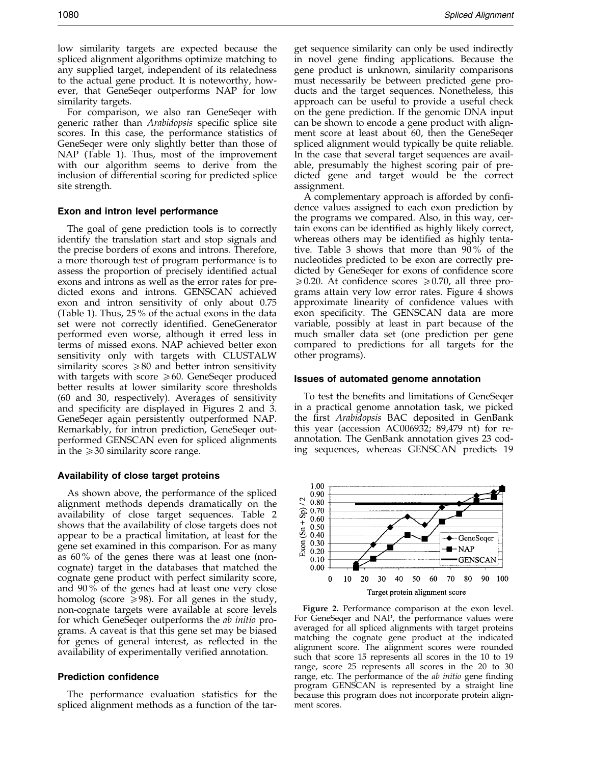low similarity targets are expected because the spliced alignment algorithms optimize matching to any supplied target, independent of its relatedness to the actual gene product. It is noteworthy, however, that GeneSeqer outperforms NAP for low similarity targets.

For comparison, we also ran GeneSeqer with generic rather than *Arabidopsis* specific splice site scores. In this case, the performance statistics of GeneSeqer were only slightly better than those of NAP (Table 1). Thus, most of the improvement with our algorithm seems to derive from the inclusion of differential scoring for predicted splice site strength.

### Exon and intron level performance

The goal of gene prediction tools is to correctly identify the translation start and stop signals and the precise borders of exons and introns. Therefore, a more thorough test of program performance is to assess the proportion of precisely identified actual exons and introns as well as the error rates for predicted exons and introns. GENSCAN achieved exon and intron sensitivity of only about 0.75 (Table 1). Thus, 25 % of the actual exons in the data set were not correctly identified. GeneGenerator performed even worse, although it erred less in terms of missed exons. NAP achieved better exon sensitivity only with targets with CLUSTALW similarity scores $\geqslant 80$ and better intron sensitivity with targets with score $\geqslant 60$. GeneSeqer produced better results at lower similarity score thresholds (60 and 30, respectively). Averages of sensitivity and specificity are displayed in Figures 2 and 3. GeneSeqer again persistently outperformed NAP. Remarkably, for intron prediction, GeneSeqer outperformed GENSCAN even for spliced alignments in the $\geqslant 30$ similarity score range.

### Availability of close target proteins

As shown above, the performance of the spliced alignment methods depends dramatically on the availability of close target sequences. Table 2 shows that the availability of close targets does not appear to be a practical limitation, at least for the gene set examined in this comparison. For as many as 60 % of the genes there was at least one (non-cognate) target in the databases that matched the cognate gene product with perfect similarity score, and 90 % of the genes had at least one very close homolog (score $\geqslant 98$). For all genes in the study, non-cognate targets were available at score levels for which GeneSeqer outperforms the *ab initio* programs. A caveat is that this gene set may be biased for genes of general interest, as reflected in the availability of experimentally verified annotation.

### Prediction confidence

The performance evaluation statistics for the spliced alignment methods as a function of the target sequence similarity can only be used indirectly in novel gene finding applications. Because the gene product is unknown, similarity comparisons must necessarily be between predicted gene products and the target sequences. Nonetheless, this approach can be useful to provide a useful check on the gene prediction. If the genomic DNA input can be shown to encode a gene product with alignment score at least about 60, then the GeneSeqer spliced alignment would typically be quite reliable. In the case that several target sequences are available, presumably the highest scoring pair of predicted gene and target would be the correct assignment.

A complementary approach is afforded by confidence values assigned to each exon prediction by the programs we compared. Also, in this way, certain exons can be identified as highly likely correct, whereas others may be identified as highly tentative. Table 3 shows that more than 90 % of the nucleotides predicted to be exon are correctly predicted by GeneSeqer for exons of confidence score $\geqslant 0.20$. At confidence scores $\geqslant 0.70$, all three programs attain very low error rates. Figure 4 shows approximate linearity of confidence values with exon specificity. The GENSCAN data are more variable, possibly at least in part because of the much smaller data set (one prediction per gene compared to predictions for all targets for the other programs).

### Issues of automated genome annotation

To test the benefits and limitations of GeneSeqer in a practical genome annotation task, we picked the first *Arabidopsis* BAC deposited in GenBank this year (accession AC006932; 89,479 nt) for re-annotation. The GenBank annotation gives 23 coding sequences, whereas GENSCAN predicts 19

**Figure 2.** Performance comparison at the exon level. For GeneSeqer and NAP, the performance values were averaged for all spliced alignments with target proteins matching the cognate gene product at the indicated alignment score. The alignment scores were rounded such that score 15 represents all scores in the 10 to 19 range, score 25 represents all scores in the 20 to 30 range, etc. The performance of the *ab initio* gene finding program GENSCAN is represented by a straight line because this program does not incorporate protein alignment scores.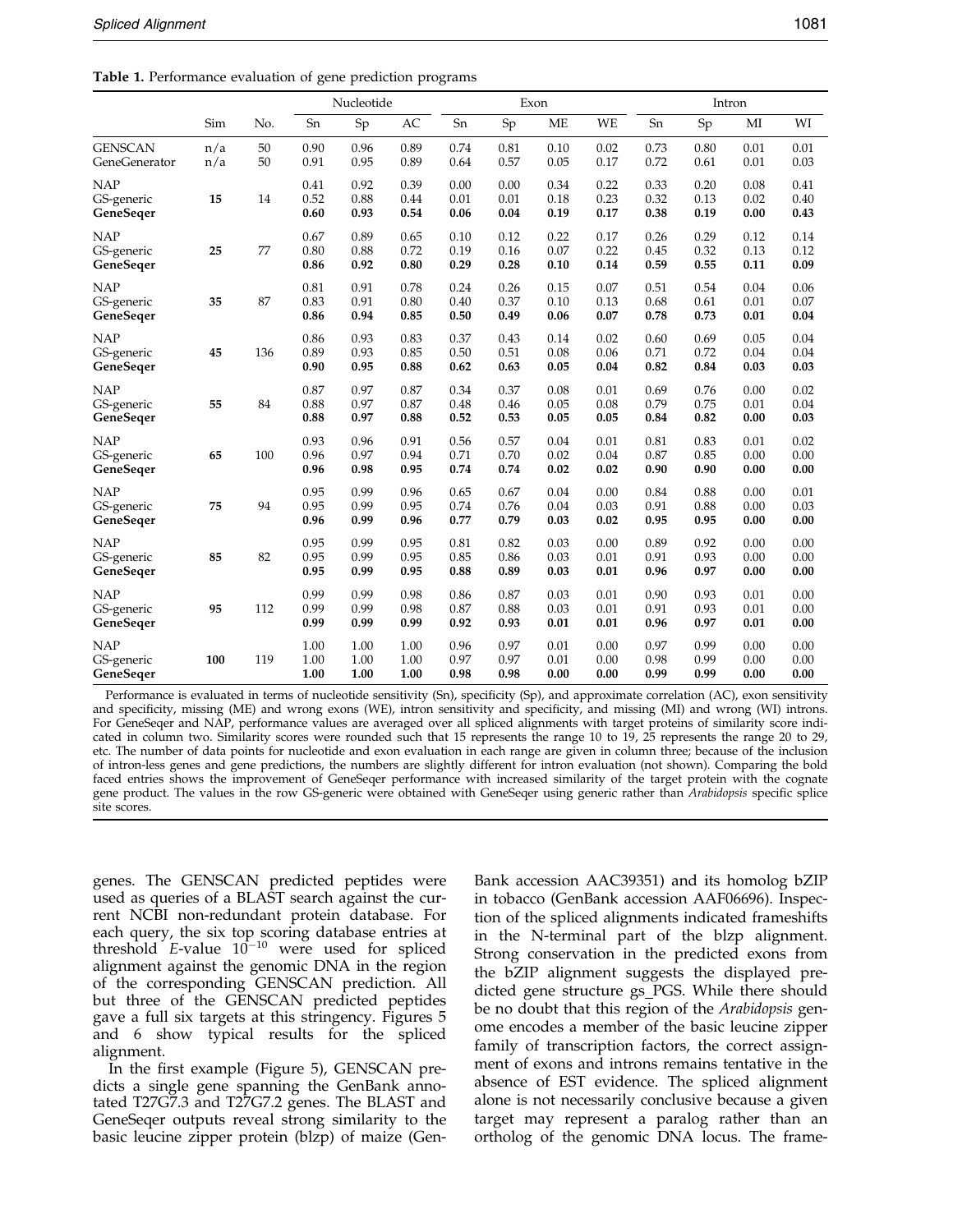**Table 1.** Performance evaluation of gene prediction programs

| | Sim | No. | Nucleotide | | | Exon | | | | Intron | | | |
|---|---|---|---|---|---|---|---|---|---|---|---|---|---|
| | | | Sn | Sp | AC | Sn | Sp | ME | WE | Sn | Sp | MI | WI |
| GENSCAN | n/a | 50 | 0.90 | 0.96 | 0.89 | 0.74 | 0.81 | 0.10 | 0.02 | 0.73 | 0.80 | 0.01 | 0.01 |
| GeneGenerator | n/a | 50 | 0.91 | 0.95 | 0.89 | 0.64 | 0.57 | 0.05 | 0.17 | 0.72 | 0.61 | 0.01 | 0.03 |
| NAP | | | 0.41 | 0.92 | 0.39 | 0.00 | 0.00 | 0.34 | 0.22 | 0.33 | 0.20 | 0.08 | 0.41 |
| GS-generic | **15** | 14 | 0.52 | 0.88 | 0.44 | 0.01 | 0.01 | 0.18 | 0.23 | 0.32 | 0.13 | 0.02 | 0.40 |
| **GeneSeqer** | | | **0.60** | **0.93** | **0.54** | **0.06** | **0.04** | **0.19** | **0.17** | **0.38** | **0.19** | **0.00** | **0.43** |
| NAP | | | 0.67 | 0.89 | 0.65 | 0.10 | 0.12 | 0.22 | 0.17 | 0.26 | 0.29 | 0.12 | 0.14 |
| GS-generic | **25** | 77 | 0.80 | 0.88 | 0.72 | 0.19 | 0.16 | 0.07 | 0.22 | 0.45 | 0.32 | 0.13 | 0.12 |
| **GeneSeqer** | | | **0.86** | **0.92** | **0.80** | **0.29** | **0.28** | **0.10** | **0.14** | **0.59** | **0.55** | **0.11** | **0.09** |
| NAP | | | 0.81 | 0.91 | 0.78 | 0.24 | 0.26 | 0.15 | 0.07 | 0.51 | 0.54 | 0.04 | 0.06 |
| GS-generic | **35** | 87 | 0.83 | 0.91 | 0.80 | 0.40 | 0.37 | 0.10 | 0.13 | 0.68 | 0.61 | 0.01 | 0.07 |
| **GeneSeqer** | | | **0.86** | **0.94** | **0.85** | **0.50** | **0.49** | **0.06** | **0.07** | **0.78** | **0.73** | **0.01** | **0.04** |
| NAP | | | 0.86 | 0.93 | 0.83 | 0.37 | 0.43 | 0.14 | 0.02 | 0.60 | 0.69 | 0.05 | 0.04 |
| GS-generic | **45** | 136 | 0.89 | 0.93 | 0.85 | 0.50 | 0.51 | 0.08 | 0.06 | 0.71 | 0.72 | 0.04 | 0.04 |
| **GeneSeqer** | | | **0.90** | **0.95** | **0.88** | **0.62** | **0.63** | **0.05** | **0.04** | **0.82** | **0.84** | **0.03** | **0.03** |
| NAP | | | 0.87 | 0.97 | 0.87 | 0.34 | 0.37 | 0.08 | 0.01 | 0.69 | 0.76 | 0.00 | 0.02 |
| GS-generic | **55** | 84 | 0.88 | 0.97 | 0.87 | 0.48 | 0.46 | 0.05 | 0.08 | 0.79 | 0.75 | 0.01 | 0.04 |
| **GeneSeqer** | | | **0.88** | **0.97** | **0.88** | **0.52** | **0.53** | **0.05** | **0.05** | **0.84** | **0.82** | **0.00** | **0.03** |
| NAP | | | 0.93 | 0.96 | 0.91 | 0.56 | 0.57 | 0.04 | 0.01 | 0.81 | 0.83 | 0.01 | 0.02 |
| GS-generic | **65** | 100 | 0.96 | 0.97 | 0.94 | 0.71 | 0.70 | 0.02 | 0.04 | 0.87 | 0.85 | 0.00 | 0.00 |
| **GeneSeqer** | | | **0.96** | **0.98** | **0.95** | **0.74** | **0.74** | **0.02** | **0.02** | **0.90** | **0.90** | **0.00** | **0.00** |
| NAP | | | 0.95 | 0.99 | 0.96 | 0.65 | 0.67 | 0.04 | 0.00 | 0.84 | 0.88 | 0.00 | 0.01 |
| GS-generic | **75** | 94 | 0.95 | 0.99 | 0.95 | 0.74 | 0.76 | 0.04 | 0.03 | 0.91 | 0.88 | 0.00 | 0.03 |
| **GeneSeqer** | | | **0.96** | **0.99** | **0.96** | **0.77** | **0.79** | **0.03** | **0.02** | **0.95** | **0.95** | **0.00** | **0.00** |
| NAP | | | 0.95 | 0.99 | 0.95 | 0.81 | 0.82 | 0.03 | 0.00 | 0.89 | 0.92 | 0.00 | 0.00 |
| GS-generic | **85** | 82 | 0.95 | 0.99 | 0.95 | 0.85 | 0.86 | 0.03 | 0.01 | 0.91 | 0.93 | 0.00 | 0.00 |
| **GeneSeqer** | | | **0.95** | **0.99** | **0.95** | **0.88** | **0.89** | **0.03** | **0.01** | **0.96** | **0.97** | **0.00** | **0.00** |
| NAP | | | 0.99 | 0.99 | 0.98 | 0.86 | 0.87 | 0.03 | 0.01 | 0.90 | 0.93 | 0.01 | 0.00 |
| GS-generic | **95** | 112 | 0.99 | 0.99 | 0.98 | 0.87 | 0.88 | 0.03 | 0.01 | 0.91 | 0.93 | 0.01 | 0.00 |
| **GeneSeqer** | | | **0.99** | **0.99** | **0.99** | **0.92** | **0.93** | **0.01** | **0.01** | **0.96** | **0.97** | **0.01** | **0.00** |
| NAP | | | 1.00 | 1.00 | 1.00 | 0.96 | 0.97 | 0.01 | 0.00 | 0.97 | 0.99 | 0.00 | 0.00 |
| GS-generic | **100** | 119 | 1.00 | 1.00 | 1.00 | 0.97 | 0.97 | 0.01 | 0.00 | 0.98 | 0.99 | 0.00 | 0.00 |
| **GeneSeqer** | | | **1.00** | **1.00** | **1.00** | **0.98** | **0.98** | **0.00** | **0.00** | **0.99** | **0.99** | **0.00** | **0.00** |

Performance is evaluated in terms of nucleotide sensitivity (Sn), specificity (Sp), and approximate correlation (AC), exon sensitivity and specificity, missing (ME) and wrong exons (WE), intron sensitivity and specificity, and missing (MI) and wrong (WI) introns. For GeneSeqer and NAP, performance values are averaged over all spliced alignments with target proteins of similarity score indicated in column two. Similarity scores were rounded such that 15 represents the range 10 to 19, 25 represents the range 20 to 29, etc. The number of data points for nucleotide and exon evaluation in each range are given in column three; because of the inclusion of intron-less genes and gene predictions, the numbers are slightly different for intron evaluation (not shown). Comparing the bold faced entries shows the improvement of GeneSeqer performance with increased similarity of the target protein with the cognate gene product. The values in the row GS-generic were obtained with GeneSeqer using generic rather than *Arabidopsis* specific splice site scores.

genes. The GENSCAN predicted peptides were used as queries of a BLAST search against the current NCBI non-redundant protein database. For each query, the six top scoring database entries at threshold $E$-value $10^{-10}$ were used for spliced alignment against the genomic DNA in the region of the corresponding GENSCAN prediction. All but three of the GENSCAN predicted peptides gave a full six targets at this stringency. Figures 5 and 6 show typical results for the spliced alignment.

In the first example (Figure 5), GENSCAN predicts a single gene spanning the GenBank annotated T27G7.3 and T27G7.2 genes. The BLAST and GeneSeqer outputs reveal strong similarity to the basic leucine zipper protein (blzp) of maize (GenBank accession AAC39351) and its homolog bZIP in tobacco (GenBank accession AAF06696). Inspection of the spliced alignments indicated frameshifts in the N-terminal part of the blzp alignment. Strong conservation in the predicted exons from the bZIP alignment suggests the displayed predicted gene structure gs_PGS. While there should be no doubt that this region of the *Arabidopsis* genome encodes a member of the basic leucine zipper family of transcription factors, the correct assignment of exons and introns remains tentative in the absence of EST evidence. The spliced alignment alone is not necessarily conclusive because a given target may represent a paralog rather than an ortholog of the genomic DNA locus. The frame-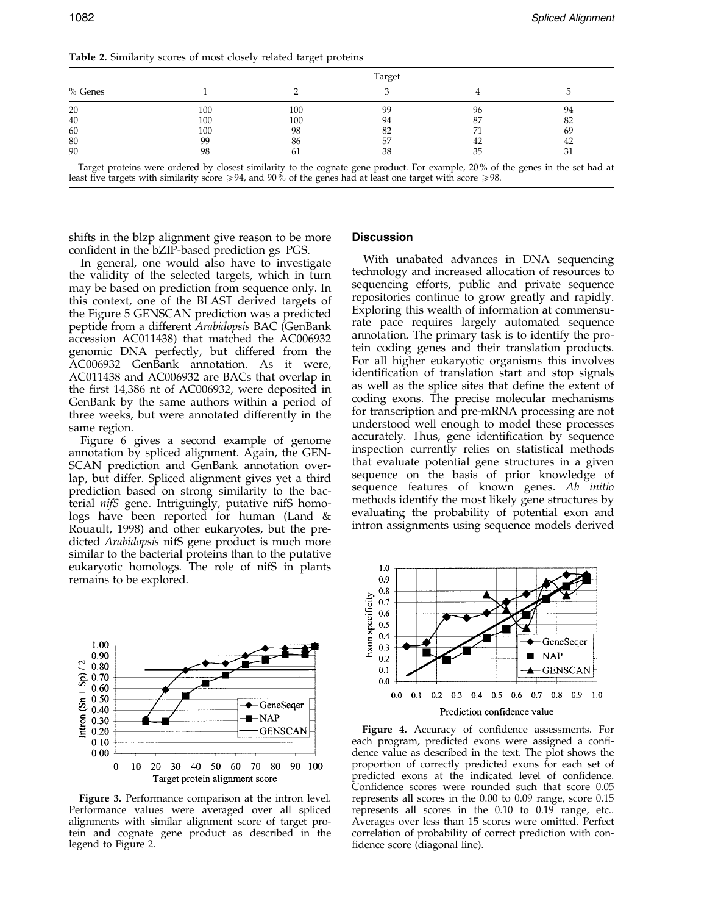**Table 2.** Similarity scores of most closely related target proteins

| % Genes | Target | | | | |
|---|---|---|---|---|---|
| | 1 | 2 | 3 | 4 | 5 |
| 20 | 100 | 100 | 99 | 96 | 94 |
| 40 | 100 | 100 | 94 | 87 | 82 |
| 60 | 100 | 98 | 82 | 71 | 69 |
| 80 | 99 | 86 | 57 | 42 | 42 |
| 90 | 98 | 61 | 38 | 35 | 31 |

Target proteins were ordered by closest similarity to the cognate gene product. For example, 20% of the genes in the set had at least five targets with similarity score ⩾94, and 90% of the genes had at least one target with score ⩾98.

shifts in the blzp alignment give reason to be more confident in the bZIP-based prediction gs_PGS.

In general, one would also have to investigate the validity of the selected targets, which in turn may be based on prediction from sequence only. In this context, one of the BLAST derived targets of the Figure 5 GENSCAN prediction was a predicted peptide from a different *Arabidopsis* BAC (GenBank accession AC011438) that matched the AC006932 genomic DNA perfectly, but differed from the AC006932 GenBank annotation. As it were, AC011438 and AC006932 are BACs that overlap in the first 14,386 nt of AC006932, were deposited in GenBank by the same authors within a period of three weeks, but were annotated differently in the same region.

Figure 6 gives a second example of genome annotation by spliced alignment. Again, the GENSCAN prediction and GenBank annotation overlap, but differ. Spliced alignment gives yet a third prediction based on strong similarity to the bacterial *nifS* gene. Intriguingly, putative nifS homologs have been reported for human (Land & Rouault, 1998) and other eukaryotes, but the predicted *Arabidopsis* nifS gene product is much more similar to the bacterial proteins than to the putative eukaryotic homologs. The role of nifS in plants remains to be explored.

**Figure 3.** Performance comparison at the intron level. Performance values were averaged over all spliced alignments with similar alignment score of target protein and cognate gene product as described in the legend to Figure 2.

## Discussion

With unabated advances in DNA sequencing technology and increased allocation of resources to sequencing efforts, public and private sequence repositories continue to grow greatly and rapidly. Exploring this wealth of information at commensurate pace requires largely automated sequence annotation. The primary task is to identify the protein coding genes and their translation products. For all higher eukaryotic organisms this involves identification of translation start and stop signals as well as the splice sites that define the extent of coding exons. The precise molecular mechanisms for transcription and pre-mRNA processing are not understood well enough to model these processes accurately. Thus, gene identification by sequence inspection currently relies on statistical methods that evaluate potential gene structures in a given sequence on the basis of prior knowledge of sequence features of known genes. *Ab initio* methods identify the most likely gene structures by evaluating the probability of potential exon and intron assignments using sequence models derived

**Figure 4.** Accuracy of confidence assessments. For each program, predicted exons were assigned a confidence value as described in the text. The plot shows the proportion of correctly predicted exons for each set of predicted exons at the indicated level of confidence. Confidence scores were rounded such that score 0.05 represents all scores in the 0.00 to 0.09 range, score 0.15 represents all scores in the 0.10 to 0.19 range, etc.. Averages over less than 15 scores were omitted. Perfect correlation of probability of correct prediction with confidence score (diagonal line).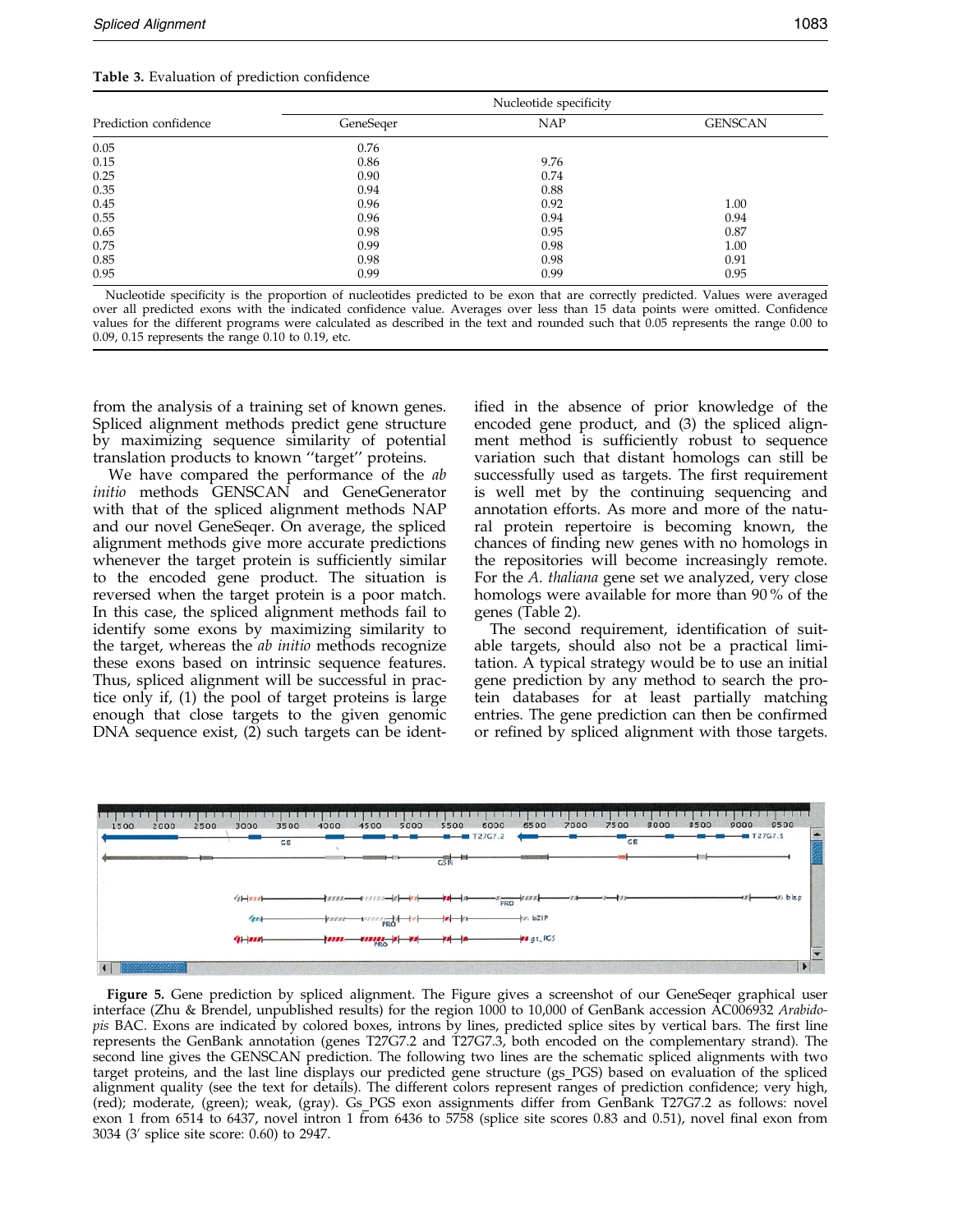**Table 3.** Evaluation of prediction confidence

| Prediction confidence | Nucleotide specificity | | |
|---|---|---|---|
| | GeneSeqer | NAP | GENSCAN |
| 0.05 | 0.76 | | |
| 0.15 | 0.86 | 9.76 | |
| 0.25 | 0.90 | 0.74 | |
| 0.35 | 0.94 | 0.88 | |
| 0.45 | 0.96 | 0.92 | 1.00 |
| 0.55 | 0.96 | 0.94 | 0.94 |
| 0.65 | 0.98 | 0.95 | 0.87 |
| 0.75 | 0.99 | 0.98 | 1.00 |
| 0.85 | 0.98 | 0.98 | 0.91 |
| 0.95 | 0.99 | 0.99 | 0.95 |

Nucleotide specificity is the proportion of nucleotides predicted to be exon that are correctly predicted. Values were averaged over all predicted exons with the indicated confidence value. Averages over less than 15 data points were omitted. Confidence values for the different programs were calculated as described in the text and rounded such that 0.05 represents the range 0.00 to 0.09, 0.15 represents the range 0.10 to 0.19, etc.

from the analysis of a training set of known genes. Spliced alignment methods predict gene structure by maximizing sequence similarity of potential translation products to known "target" proteins.

We have compared the performance of the *ab initio* methods GENSCAN and GeneGenerator with that of the spliced alignment methods NAP and our novel GeneSeqer. On average, the spliced alignment methods give more accurate predictions whenever the target protein is sufficiently similar to the encoded gene product. The situation is reversed when the target protein is a poor match. In this case, the spliced alignment methods fail to identify some exons by maximizing similarity to the target, whereas the *ab initio* methods recognize these exons based on intrinsic sequence features. Thus, spliced alignment will be successful in practice only if, (1) the pool of target proteins is large enough that close targets to the given genomic DNA sequence exist, (2) such targets can be identified in the absence of prior knowledge of the encoded gene product, and (3) the spliced alignment method is sufficiently robust to sequence variation such that distant homologs can still be successfully used as targets. The first requirement is well met by the continuing sequencing and annotation efforts. As more and more of the natural protein repertoire is becoming known, the chances of finding new genes with no homologs in the repositories will become increasingly remote. For the *A. thaliana* gene set we analyzed, very close homologs were available for more than 90 % of the genes (Table 2).

The second requirement, identification of suitable targets, should also not be a practical limitation. A typical strategy would be to use an initial gene prediction by any method to search the protein databases for at least partially matching entries. The gene prediction can then be confirmed or refined by spliced alignment with those targets.

**Figure 5.** Gene prediction by spliced alignment. The Figure gives a screenshot of our GeneSeqer graphical user interface (Zhu & Brendel, unpublished results) for the region 1000 to 10,000 of GenBank accession AC006932 *Arabidopsis* BAC. Exons are indicated by colored boxes, introns by lines, predicted splice sites by vertical bars. The first line represents the GenBank annotation (genes T27G7.2 and T27G7.3, both encoded on the complementary strand). The second line gives the GENSCAN prediction. The following two lines are the schematic spliced alignments with two target proteins, and the last line displays our predicted gene structure (gs_PGS) based on evaluation of the spliced alignment quality (see the text for details). The different colors represent ranges of prediction confidence; very high, (red); moderate, (green); weak, (gray). Gs_PGS exon assignments differ from GenBank T27G7.2 as follows: novel exon 1 from 6514 to 6437, novel intron 1 from 6436 to 5758 (splice site scores 0.83 and 0.51), novel final exon from 3034 (3′ splice site score: 0.60) to 2947.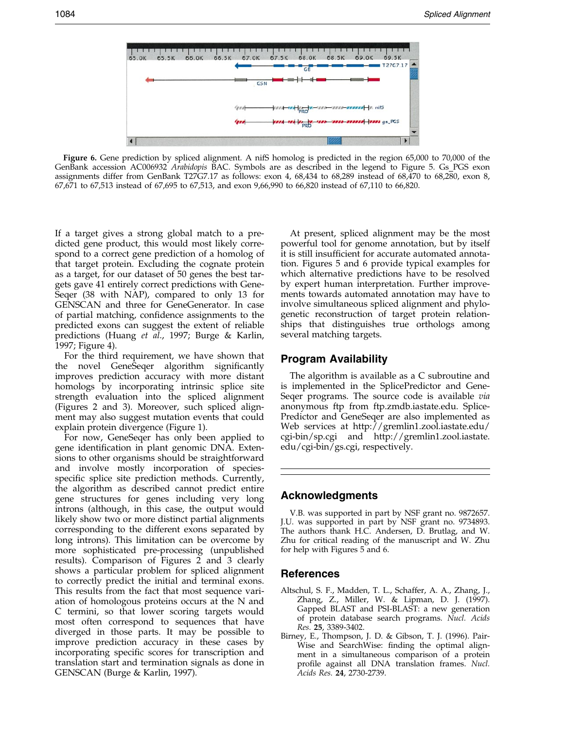**Figure 6.** Gene prediction by spliced alignment. A nifS homolog is predicted in the region 65,000 to 70,000 of the GenBank accession AC006932 *Arabidopis* BAC. Symbols are as described in the legend to Figure 5. Gs_PGS exon assignments differ from GenBank T27G7.17 as follows: exon 4, 68,434 to 68,289 instead of 68,470 to 68,280, exon 8, 67,671 to 67,513 instead of 67,695 to 67,513, and exon 9,66,990 to 66,820 instead of 67,110 to 66,820.

If a target gives a strong global match to a predicted gene product, this would most likely correspond to a correct gene prediction of a homolog of that target protein. Excluding the cognate protein as a target, for our dataset of 50 genes the best targets gave 41 entirely correct predictions with GeneSeqer (38 with NAP), compared to only 13 for GENSCAN and three for GeneGenerator. In case of partial matching, confidence assignments to the predicted exons can suggest the extent of reliable predictions (Huang *et al.*, 1997; Burge & Karlin, 1997; Figure 4).

For the third requirement, we have shown that the novel GeneSeqer algorithm significantly improves prediction accuracy with more distant homologs by incorporating intrinsic splice site strength evaluation into the spliced alignment (Figures 2 and 3). Moreover, such spliced alignment may also suggest mutation events that could explain protein divergence (Figure 1).

For now, GeneSeqer has only been applied to gene identification in plant genomic DNA. Extensions to other organisms should be straightforward and involve mostly incorporation of species-specific splice site prediction methods. Currently, the algorithm as described cannot predict entire gene structures for genes including very long introns (although, in this case, the output would likely show two or more distinct partial alignments corresponding to the different exons separated by long introns). This limitation can be overcome by more sophisticated pre-processing (unpublished results). Comparison of Figures 2 and 3 clearly shows a particular problem for spliced alignment to correctly predict the initial and terminal exons. This results from the fact that most sequence variation of homologous proteins occurs at the N and C termini, so that lower scoring targets would most often correspond to sequences that have diverged in those parts. It may be possible to improve prediction accuracy in these cases by incorporating specific scores for transcription and translation start and termination signals as done in GENSCAN (Burge & Karlin, 1997).

At present, spliced alignment may be the most powerful tool for genome annotation, but by itself it is still insufficient for accurate automated annotation. Figures 5 and 6 provide typical examples for which alternative predictions have to be resolved by expert human interpretation. Further improvements towards automated annotation may have to involve simultaneous spliced alignment and phylogenetic reconstruction of target protein relationships that distinguishes true orthologs among several matching targets.

## Program Availability

The algorithm is available as a C subroutine and is implemented in the SplicePredictor and GeneSeqer programs. The source code is available *via* anonymous ftp from ftp.zmdb.iastate.edu. SplicePredictor and GeneSeqer are also implemented as Web services at http://gremlin1.zool.iastate.edu/cgi-bin/sp.cgi and http://gremlin1.zool.iastate.edu/cgi-bin/gs.cgi, respectively.

## Acknowledgments

V.B. was supported in part by NSF grant no. 9872657. J.U. was supported in part by NSF grant no. 9734893. The authors thank H.C. Andersen, D. Brutlag, and W. Zhu for critical reading of the manuscript and W. Zhu for help with Figures 5 and 6.

## References

Altschul, S. F., Madden, T. L., Schaffer, A. A., Zhang, J., Zhang, Z., Miller, W. & Lipman, D. J. (1997). Gapped BLAST and PSI-BLAST: a new generation of protein database search programs. *Nucl. Acids Res.* **25**, 3389-3402.

Birney, E., Thompson, J. D. & Gibson, T. J. (1996). PairWise and SearchWise: finding the optimal alignment in a simultaneous comparison of a protein profile against all DNA translation frames. *Nucl. Acids Res.* **24**, 2730-2739.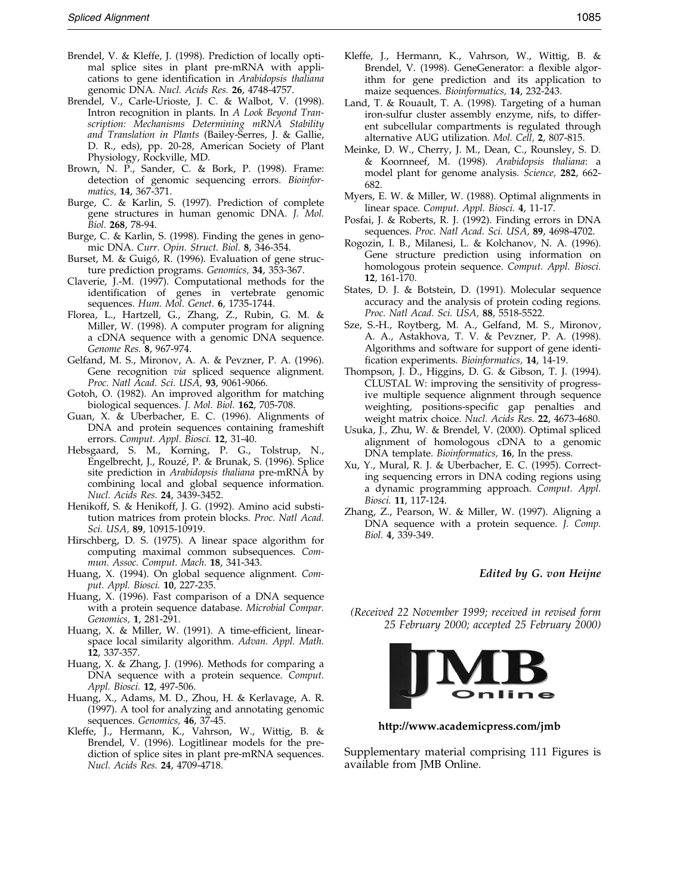Brendel, V. & Kleffe, J. (1998). Prediction of locally optimal splice sites in plant pre-mRNA with applications to gene identification in *Arabidopsis thaliana* genomic DNA. *Nucl. Acids Res.* **26**, 4748-4757.

Brendel, V., Carle-Urioste, J. C. & Walbot, V. (1998). Intron recognition in plants. In *A Look Beyond Transcription: Mechanisms Determining mRNA Stability and Translation in Plants* (Bailey-Serres, J. & Gallie, D. R., eds), pp. 20-28, American Society of Plant Physiology, Rockville, MD.

Brown, N. P., Sander, C. & Bork, P. (1998). Frame: detection of genomic sequencing errors. *Bioinformatics,* **14**, 367-371.

Burge, C. & Karlin, S. (1997). Prediction of complete gene structures in human genomic DNA. *J. Mol. Biol.* **268**, 78-94.

Burge, C. & Karlin, S. (1998). Finding the genes in genomic DNA. *Curr. Opin. Struct. Biol.* **8**, 346-354.

Burset, M. & Guigó, R. (1996). Evaluation of gene structure prediction programs. *Genomics,* **34**, 353-367.

Claverie, J.-M. (1997). Computational methods for the identification of genes in vertebrate genomic sequences. *Hum. Mol. Genet.* **6**, 1735-1744.

Florea, L., Hartzell, G., Zhang, Z., Rubin, G. M. & Miller, W. (1998). A computer program for aligning a cDNA sequence with a genomic DNA sequence. *Genome Res.* **8**, 967-974.

Gelfand, M. S., Mironov, A. A. & Pevzner, P. A. (1996). Gene recognition *via* spliced sequence alignment. *Proc. Natl Acad. Sci. USA,* **93**, 9061-9066.

Gotoh, O. (1982). An improved algorithm for matching biological sequences. *J. Mol. Biol.* **162**, 705-708.

Guan, X. & Uberbacher, E. C. (1996). Alignments of DNA and protein sequences containing frameshift errors. *Comput. Appl. Biosci.* **12**, 31-40.

Hebsgaard, S. M., Korning, P. G., Tolstrup, N., Engelbrecht, J., Rouzé, P. & Brunak, S. (1996). Splice site prediction in *Arabidopsis thaliana* pre-mRNA by combining local and global sequence information. *Nucl. Acids Res.* **24**, 3439-3452.

Henikoff, S. & Henikoff, J. G. (1992). Amino acid substitution matrices from protein blocks. *Proc. Natl Acad. Sci. USA,* **89**, 10915-10919.

Hirschberg, D. S. (1975). A linear space algorithm for computing maximal common subsequences. *Commun. Assoc. Comput. Mach.* **18**, 341-343.

Huang, X. (1994). On global sequence alignment. *Comput. Appl. Biosci.* **10**, 227-235.

Huang, X. (1996). Fast comparison of a DNA sequence with a protein sequence database. *Microbial Compar. Genomics,* **1**, 281-291.

Huang, X. & Miller, W. (1991). A time-efficient, linear-space local similarity algorithm. *Advan. Appl. Math.* **12**, 337-357.

Huang, X. & Zhang, J. (1996). Methods for comparing a DNA sequence with a protein sequence. *Comput. Appl. Biosci.* **12**, 497-506.

Huang, X., Adams, M. D., Zhou, H. & Kerlavage, A. R. (1997). A tool for analyzing and annotating genomic sequences. *Genomics,* **46**, 37-45.

Kleffe, J., Hermann, K., Vahrson, W., Wittig, B. & Brendel, V. (1996). Logitlinear models for the prediction of splice sites in plant pre-mRNA sequences. *Nucl. Acids Res.* **24**, 4709-4718.

Kleffe, J., Hermann, K., Vahrson, W., Wittig, B. & Brendel, V. (1998). GeneGenerator: a flexible algorithm for gene prediction and its application to maize sequences. *Bioinformatics,* **14**, 232-243.

Land, T. & Rouault, T. A. (1998). Targeting of a human iron-sulfur cluster assembly enzyme, nifs, to different subcellular compartments is regulated through alternative AUG utilization. *Mol. Cell,* **2**, 807-815.

Meinke, D. W., Cherry, J. M., Dean, C., Rounsley, S. D. & Koornneef, M. (1998). *Arabidopsis thaliana*: a model plant for genome analysis. *Science,* **282**, 662-682.

Myers, E. W. & Miller, W. (1988). Optimal alignments in linear space. *Comput. Appl. Biosci.* **4**, 11-17.

Posfai, J. & Roberts, R. J. (1992). Finding errors in DNA sequences. *Proc. Natl Acad. Sci. USA,* **89**, 4698-4702.

Rogozin, I. B., Milanesi, L. & Kolchanov, N. A. (1996). Gene structure prediction using information on homologous protein sequence. *Comput. Appl. Biosci.* **12**, 161-170.

States, D. J. & Botstein, D. (1991). Molecular sequence accuracy and the analysis of protein coding regions. *Proc. Natl Acad. Sci. USA,* **88**, 5518-5522.

Sze, S.-H., Roytberg, M. A., Gelfand, M. S., Mironov, A. A., Astakhova, T. V. & Pevzner, P. A. (1998). Algorithms and software for support of gene identification experiments. *Bioinformatics,* **14**, 14-19.

Thompson, J. D., Higgins, D. G. & Gibson, T. J. (1994). CLUSTAL W: improving the sensitivity of progressive multiple sequence alignment through sequence weighting, positions-specific gap penalties and weight matrix choice. *Nucl. Acids Res.* **22**, 4673-4680.

Usuka, J., Zhu, W. & Brendel, V. (2000). Optimal spliced alignment of homologous cDNA to a genomic DNA template. *Bioinformatics,* **16**, In the press.

Xu, Y., Mural, R. J. & Uberbacher, E. C. (1995). Correcting sequencing errors in DNA coding regions using a dynamic programming approach. *Comput. Appl. Biosci.* **11**, 117-124.

Zhang, Z., Pearson, W. & Miller, W. (1997). Aligning a DNA sequence with a protein sequence. *J. Comp. Biol.* **4**, 339-349.

***Edited by G. von Heijne***

*(Received 22 November 1999; received in revised form 25 February 2000; accepted 25 February 2000)*

JMB Online

**http://www.academicpress.com/jmb**

Supplementary material comprising 111 Figures is available from JMB Online.